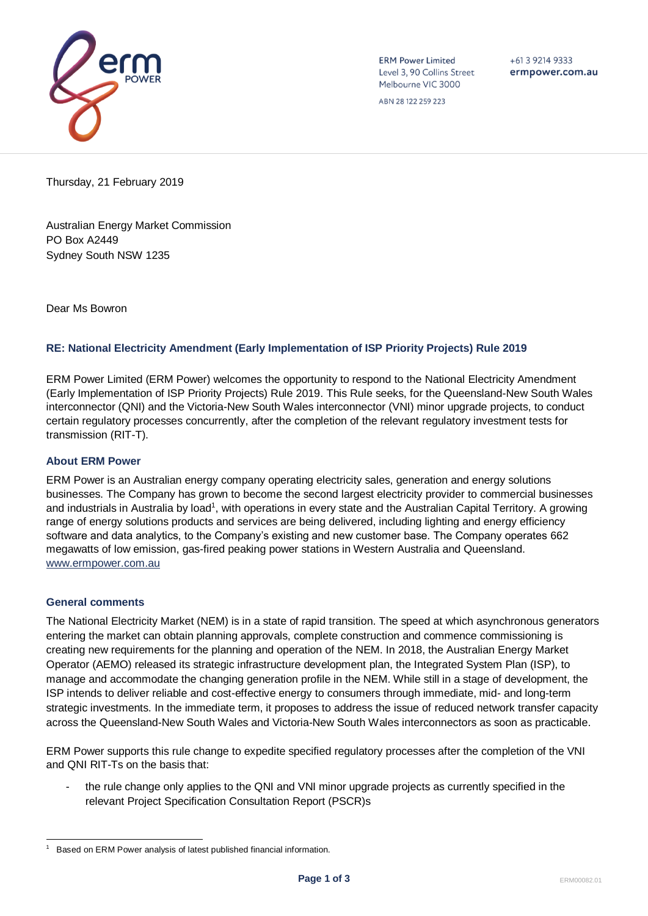ERM Power Limited
Level 3, 90 Collins Street
Melbourne VIC 3000

ABN 28 122 259 223

+61 3 9214 9333
ermpower.com.au

Thursday, 21 February 2019

Australian Energy Market Commission
PO Box A2449
Sydney South NSW 1235

Dear Ms Bowron

### RE: National Electricity Amendment (Early Implementation of ISP Priority Projects) Rule 2019

ERM Power Limited (ERM Power) welcomes the opportunity to respond to the National Electricity Amendment (Early Implementation of ISP Priority Projects) Rule 2019. This Rule seeks, for the Queensland-New South Wales interconnector (QNI) and the Victoria-New South Wales interconnector (VNI) minor upgrade projects, to conduct certain regulatory processes concurrently, after the completion of the relevant regulatory investment tests for transmission (RIT-T).

### About ERM Power

ERM Power is an Australian energy company operating electricity sales, generation and energy solutions businesses. The Company has grown to become the second largest electricity provider to commercial businesses and industrials in Australia by load[1], with operations in every state and the Australian Capital Territory. A growing range of energy solutions products and services are being delivered, including lighting and energy efficiency software and data analytics, to the Company's existing and new customer base. The Company operates 662 megawatts of low emission, gas-fired peaking power stations in Western Australia and Queensland.
www.ermpower.com.au

### General comments

The National Electricity Market (NEM) is in a state of rapid transition. The speed at which asynchronous generators entering the market can obtain planning approvals, complete construction and commence commissioning is creating new requirements for the planning and operation of the NEM. In 2018, the Australian Energy Market Operator (AEMO) released its strategic infrastructure development plan, the Integrated System Plan (ISP), to manage and accommodate the changing generation profile in the NEM. While still in a stage of development, the ISP intends to deliver reliable and cost-effective energy to consumers through immediate, mid- and long-term strategic investments. In the immediate term, it proposes to address the issue of reduced network transfer capacity across the Queensland-New South Wales and Victoria-New South Wales interconnectors as soon as practicable.

ERM Power supports this rule change to expedite specified regulatory processes after the completion of the VNI and QNI RIT-Ts on the basis that:

- the rule change only applies to the QNI and VNI minor upgrade projects as currently specified in the relevant Project Specification Consultation Report (PSCR)s

---

[1] Based on ERM Power analysis of latest published financial information.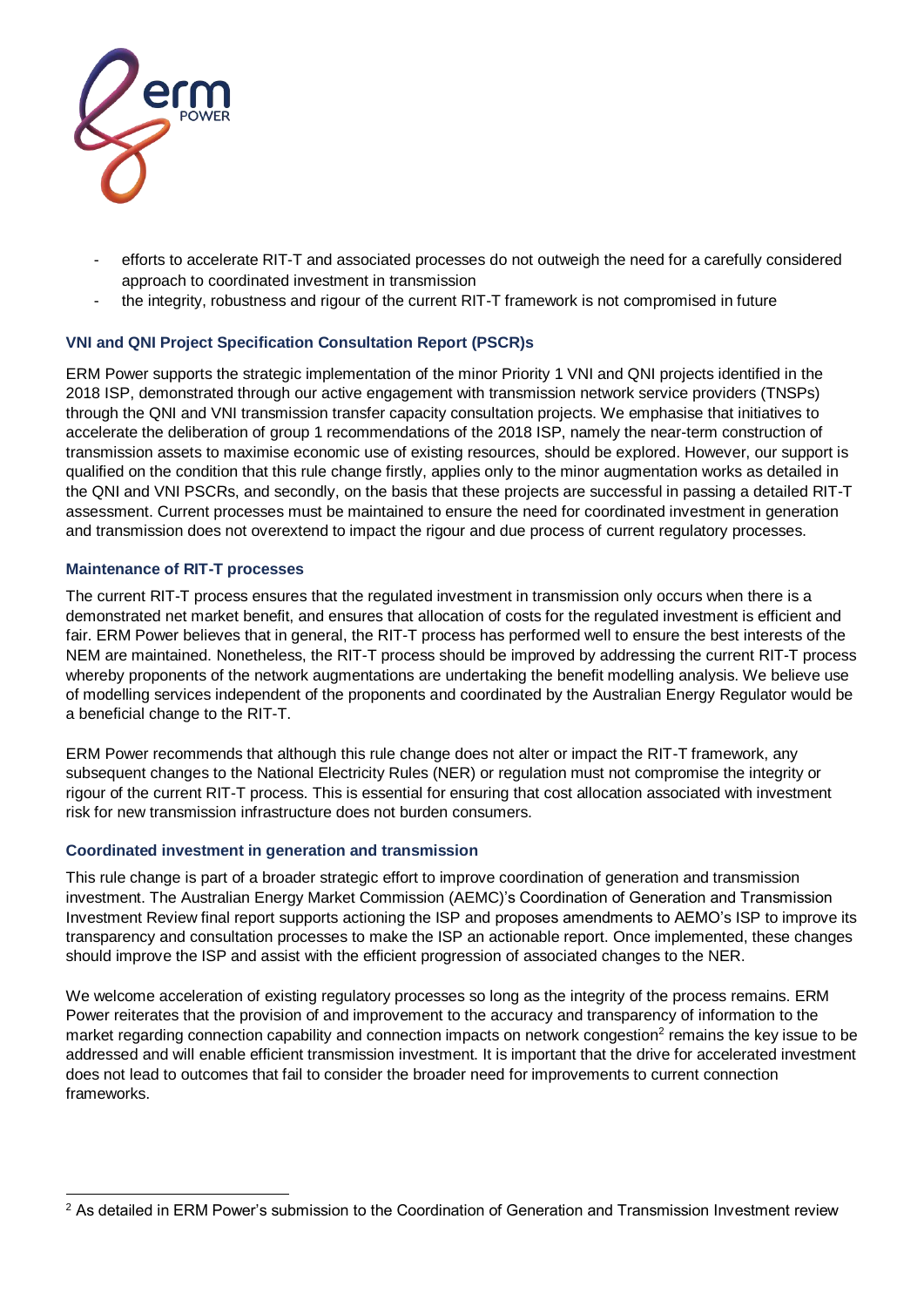- efforts to accelerate RIT-T and associated processes do not outweigh the need for a carefully considered approach to coordinated investment in transmission
- the integrity, robustness and rigour of the current RIT-T framework is not compromised in future

### VNI and QNI Project Specification Consultation Report (PSCR)s

ERM Power supports the strategic implementation of the minor Priority 1 VNI and QNI projects identified in the 2018 ISP, demonstrated through our active engagement with transmission network service providers (TNSPs) through the QNI and VNI transmission transfer capacity consultation projects. We emphasise that initiatives to accelerate the deliberation of group 1 recommendations of the 2018 ISP, namely the near-term construction of transmission assets to maximise economic use of existing resources, should be explored. However, our support is qualified on the condition that this rule change firstly, applies only to the minor augmentation works as detailed in the QNI and VNI PSCRs, and secondly, on the basis that these projects are successful in passing a detailed RIT-T assessment. Current processes must be maintained to ensure the need for coordinated investment in generation and transmission does not overextend to impact the rigour and due process of current regulatory processes.

### Maintenance of RIT-T processes

The current RIT-T process ensures that the regulated investment in transmission only occurs when there is a demonstrated net market benefit, and ensures that allocation of costs for the regulated investment is efficient and fair. ERM Power believes that in general, the RIT-T process has performed well to ensure the best interests of the NEM are maintained. Nonetheless, the RIT-T process should be improved by addressing the current RIT-T process whereby proponents of the network augmentations are undertaking the benefit modelling analysis. We believe use of modelling services independent of the proponents and coordinated by the Australian Energy Regulator would be a beneficial change to the RIT-T.

ERM Power recommends that although this rule change does not alter or impact the RIT-T framework, any subsequent changes to the National Electricity Rules (NER) or regulation must not compromise the integrity or rigour of the current RIT-T process. This is essential for ensuring that cost allocation associated with investment risk for new transmission infrastructure does not burden consumers.

### Coordinated investment in generation and transmission

This rule change is part of a broader strategic effort to improve coordination of generation and transmission investment. The Australian Energy Market Commission (AEMC)'s Coordination of Generation and Transmission Investment Review final report supports actioning the ISP and proposes amendments to AEMO's ISP to improve its transparency and consultation processes to make the ISP an actionable report. Once implemented, these changes should improve the ISP and assist with the efficient progression of associated changes to the NER.

We welcome acceleration of existing regulatory processes so long as the integrity of the process remains. ERM Power reiterates that the provision of and improvement to the accuracy and transparency of information to the market regarding connection capability and connection impacts on network congestion[2] remains the key issue to be addressed and will enable efficient transmission investment. It is important that the drive for accelerated investment does not lead to outcomes that fail to consider the broader need for improvements to current connection frameworks.

[2] As detailed in ERM Power's submission to the Coordination of Generation and Transmission Investment review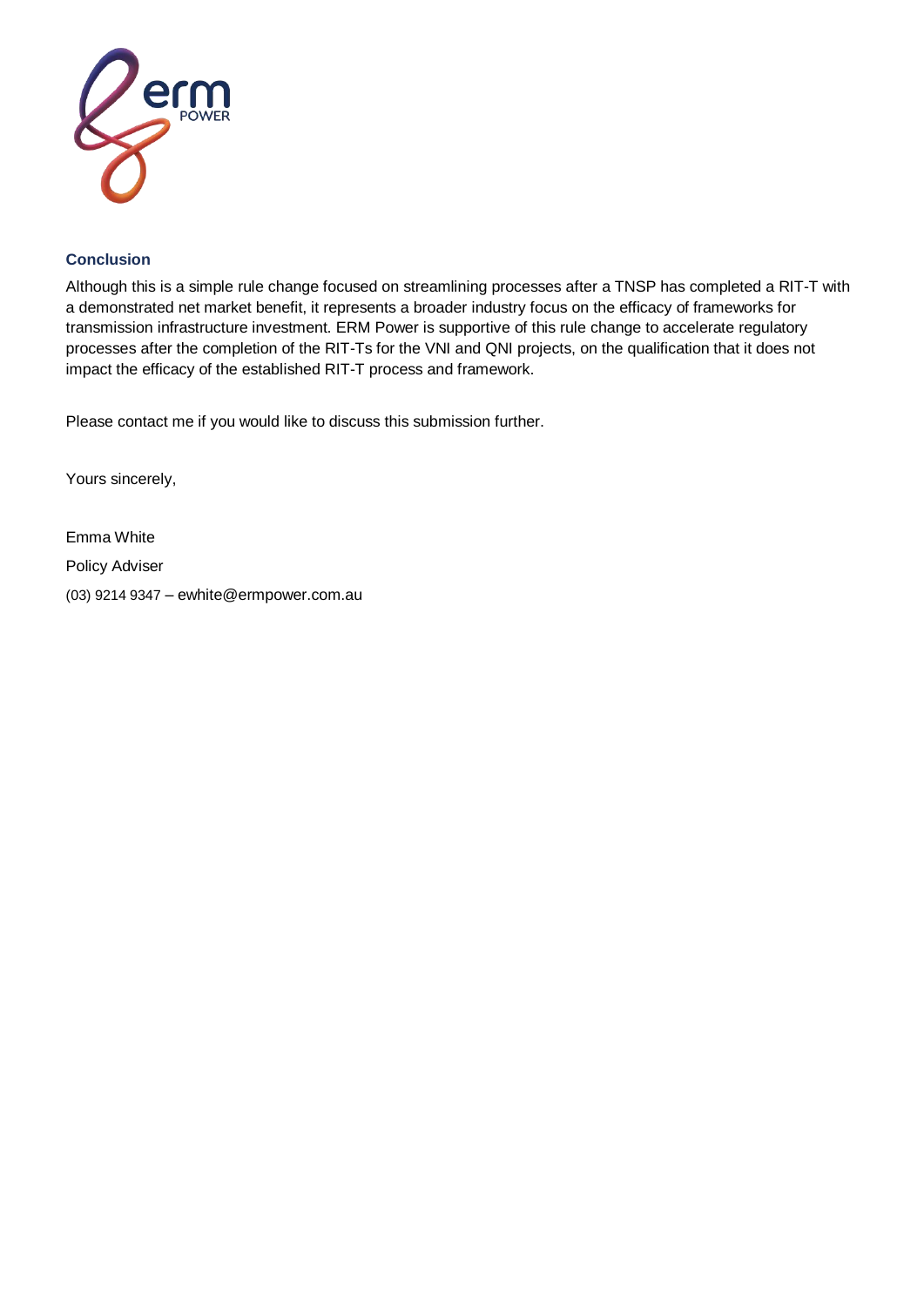## Conclusion

Although this is a simple rule change focused on streamlining processes after a TNSP has completed a RIT-T with a demonstrated net market benefit, it represents a broader industry focus on the efficacy of frameworks for transmission infrastructure investment. ERM Power is supportive of this rule change to accelerate regulatory processes after the completion of the RIT-Ts for the VNI and QNI projects, on the qualification that it does not impact the efficacy of the established RIT-T process and framework.

Please contact me if you would like to discuss this submission further.

Yours sincerely,

Emma White

Policy Adviser

(03) 9214 9347 – ewhite@ermpower.com.au